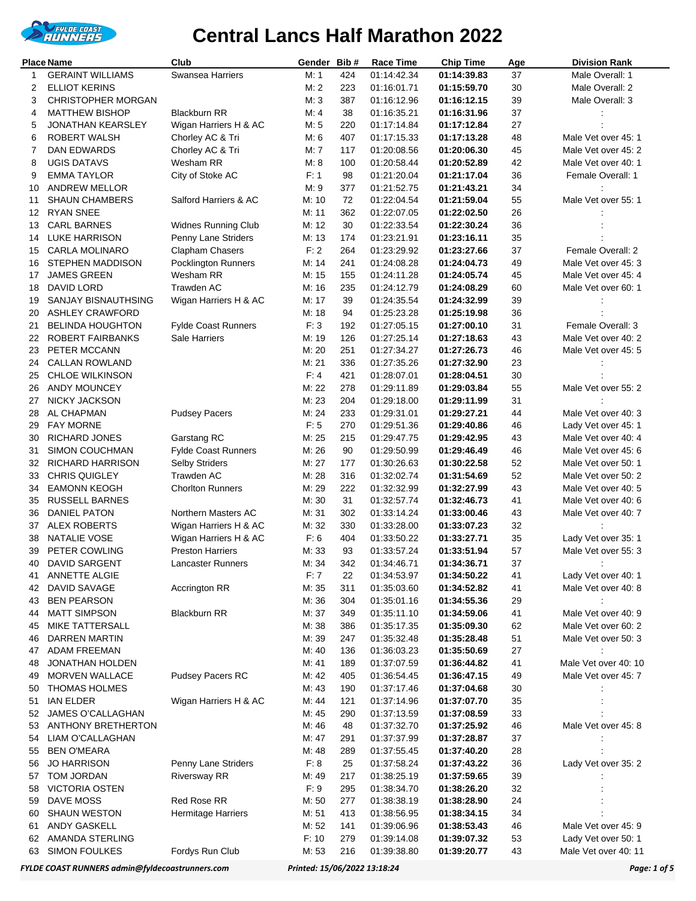# Central Lancs Half Marathon 2022

| Place | Name | Club | Gender | Bib # | Race Time | Chip Time | Age | Division Rank |
|---|---|---|---|---|---|---|---|---|
| 1 | GERAINT WILLIAMS | Swansea Harriers | M: 1 | 424 | 01:14:42.34 | **01:14:39.83** | 37 | Male Overall: 1 |
| 2 | ELLIOT KERINS | | M: 2 | 223 | 01:16:01.71 | **01:15:59.70** | 30 | Male Overall: 2 |
| 3 | CHRISTOPHER MORGAN | | M: 3 | 387 | 01:16:12.96 | **01:16:12.15** | 39 | Male Overall: 3 |
| 4 | MATTHEW BISHOP | Blackburn RR | M: 4 | 38 | 01:16:35.21 | **01:16:31.96** | 37 | : |
| 5 | JONATHAN KEARSLEY | Wigan Harriers H & AC | M: 5 | 220 | 01:17:14.84 | **01:17:12.84** | 27 | : |
| 6 | ROBERT WALSH | Chorley AC & Tri | M: 6 | 407 | 01:17:15.33 | **01:17:13.28** | 48 | Male Vet over 45: 1 |
| 7 | DAN EDWARDS | Chorley AC & Tri | M: 7 | 117 | 01:20:08.56 | **01:20:06.30** | 45 | Male Vet over 45: 2 |
| 8 | UGIS DATAVS | Wesham RR | M: 8 | 100 | 01:20:58.44 | **01:20:52.89** | 42 | Male Vet over 40: 1 |
| 9 | EMMA TAYLOR | City of Stoke AC | F: 1 | 98 | 01:21:20.04 | **01:21:17.04** | 36 | Female Overall: 1 |
| 10 | ANDREW MELLOR | | M: 9 | 377 | 01:21:52.75 | **01:21:43.21** | 34 | : |
| 11 | SHAUN CHAMBERS | Salford Harriers & AC | M: 10 | 72 | 01:22:04.54 | **01:21:59.04** | 55 | Male Vet over 55: 1 |
| 12 | RYAN SNEE | | M: 11 | 362 | 01:22:07.05 | **01:22:02.50** | 26 | : |
| 13 | CARL BARNES | Widnes Running Club | M: 12 | 30 | 01:22:33.54 | **01:22:30.24** | 36 | : |
| 14 | LUKE HARRISON | Penny Lane Striders | M: 13 | 174 | 01:23:21.91 | **01:23:16.11** | 35 | : |
| 15 | CARLA MOLINARO | Clapham Chasers | F: 2 | 264 | 01:23:29.92 | **01:23:27.66** | 37 | Female Overall: 2 |
| 16 | STEPHEN MADDISON | Pocklington Runners | M: 14 | 241 | 01:24:08.28 | **01:24:04.73** | 49 | Male Vet over 45: 3 |
| 17 | JAMES GREEN | Wesham RR | M: 15 | 155 | 01:24:11.28 | **01:24:05.74** | 45 | Male Vet over 45: 4 |
| 18 | DAVID LORD | Trawden AC | M: 16 | 235 | 01:24:12.79 | **01:24:08.29** | 60 | Male Vet over 60: 1 |
| 19 | SANJAY BISNAUTHSING | Wigan Harriers H & AC | M: 17 | 39 | 01:24:35.54 | **01:24:32.99** | 39 | : |
| 20 | ASHLEY CRAWFORD | | M: 18 | 94 | 01:25:23.28 | **01:25:19.98** | 36 | : |
| 21 | BELINDA HOUGHTON | Fylde Coast Runners | F: 3 | 192 | 01:27:05.15 | **01:27:00.10** | 31 | Female Overall: 3 |
| 22 | ROBERT FAIRBANKS | Sale Harriers | M: 19 | 126 | 01:27:25.14 | **01:27:18.63** | 43 | Male Vet over 40: 2 |
| 23 | PETER MCCANN | | M: 20 | 251 | 01:27:34.27 | **01:27:26.73** | 46 | Male Vet over 45: 5 |
| 24 | CALLAN ROWLAND | | M: 21 | 336 | 01:27:35.26 | **01:27:32.90** | 23 | : |
| 25 | CHLOE WILKINSON | | F: 4 | 421 | 01:28:07.01 | **01:28:04.51** | 30 | : |
| 26 | ANDY MOUNCEY | | M: 22 | 278 | 01:29:11.89 | **01:29:03.84** | 55 | Male Vet over 55: 2 |
| 27 | NICKY JACKSON | | M: 23 | 204 | 01:29:18.00 | **01:29:11.99** | 31 | : |
| 28 | AL CHAPMAN | Pudsey Pacers | M: 24 | 233 | 01:29:31.01 | **01:29:27.21** | 44 | Male Vet over 40: 3 |
| 29 | FAY MORNE | | F: 5 | 270 | 01:29:51.36 | **01:29:40.86** | 46 | Lady Vet over 45: 1 |
| 30 | RICHARD JONES | Garstang RC | M: 25 | 215 | 01:29:47.75 | **01:29:42.95** | 43 | Male Vet over 40: 4 |
| 31 | SIMON COUCHMAN | Fylde Coast Runners | M: 26 | 90 | 01:29:50.99 | **01:29:46.49** | 46 | Male Vet over 45: 6 |
| 32 | RICHARD HARRISON | Selby Striders | M: 27 | 177 | 01:30:26.63 | **01:30:22.58** | 52 | Male Vet over 50: 1 |
| 33 | CHRIS QUIGLEY | Trawden AC | M: 28 | 316 | 01:32:02.74 | **01:31:54.69** | 52 | Male Vet over 50: 2 |
| 34 | EAMONN KEOGH | Chorlton Runners | M: 29 | 222 | 01:32:32.99 | **01:32:27.99** | 43 | Male Vet over 40: 5 |
| 35 | RUSSELL BARNES | | M: 30 | 31 | 01:32:57.74 | **01:32:46.73** | 41 | Male Vet over 40: 6 |
| 36 | DANIEL PATON | Northern Masters AC | M: 31 | 302 | 01:33:14.24 | **01:33:00.46** | 43 | Male Vet over 40: 7 |
| 37 | ALEX ROBERTS | Wigan Harriers H & AC | M: 32 | 330 | 01:33:28.00 | **01:33:07.23** | 32 | : |
| 38 | NATALIE VOSE | Wigan Harriers H & AC | F: 6 | 404 | 01:33:50.22 | **01:33:27.71** | 35 | Lady Vet over 35: 1 |
| 39 | PETER COWLING | Preston Harriers | M: 33 | 93 | 01:33:57.24 | **01:33:51.94** | 57 | Male Vet over 55: 3 |
| 40 | DAVID SARGENT | Lancaster Runners | M: 34 | 342 | 01:34:46.71 | **01:34:36.71** | 37 | : |
| 41 | ANNETTE ALGIE | | F: 7 | 22 | 01:34:53.97 | **01:34:50.22** | 41 | Lady Vet over 40: 1 |
| 42 | DAVID SAVAGE | Accrington RR | M: 35 | 311 | 01:35:03.60 | **01:34:52.82** | 41 | Male Vet over 40: 8 |
| 43 | BEN PEARSON | | M: 36 | 304 | 01:35:01.16 | **01:34:55.36** | 29 | : |
| 44 | MATT SIMPSON | Blackburn RR | M: 37 | 349 | 01:35:11.10 | **01:34:59.06** | 41 | Male Vet over 40: 9 |
| 45 | MIKE TATTERSALL | | M: 38 | 386 | 01:35:17.35 | **01:35:09.30** | 62 | Male Vet over 60: 2 |
| 46 | DARREN MARTIN | | M: 39 | 247 | 01:35:32.48 | **01:35:28.48** | 51 | Male Vet over 50: 3 |
| 47 | ADAM FREEMAN | | M: 40 | 136 | 01:36:03.23 | **01:35:50.69** | 27 | : |
| 48 | JONATHAN HOLDEN | | M: 41 | 189 | 01:37:07.59 | **01:36:44.82** | 41 | Male Vet over 40: 10 |
| 49 | MORVEN WALLACE | Pudsey Pacers RC | M: 42 | 405 | 01:36:54.45 | **01:36:47.15** | 49 | Male Vet over 45: 7 |
| 50 | THOMAS HOLMES | | M: 43 | 190 | 01:37:17.46 | **01:37:04.68** | 30 | : |
| 51 | IAN ELDER | Wigan Harriers H & AC | M: 44 | 121 | 01:37:14.96 | **01:37:07.70** | 35 | : |
| 52 | JAMES O'CALLAGHAN | | M: 45 | 290 | 01:37:13.59 | **01:37:08.59** | 33 | : |
| 53 | ANTHONY BRETHERTON | | M: 46 | 48 | 01:37:32.70 | **01:37:25.92** | 46 | Male Vet over 45: 8 |
| 54 | LIAM O'CALLAGHAN | | M: 47 | 291 | 01:37:37.99 | **01:37:28.87** | 37 | : |
| 55 | BEN O'MEARA | | M: 48 | 289 | 01:37:55.45 | **01:37:40.20** | 28 | : |
| 56 | JO HARRISON | Penny Lane Striders | F: 8 | 25 | 01:37:58.24 | **01:37:43.22** | 36 | Lady Vet over 35: 2 |
| 57 | TOM JORDAN | Riversway RR | M: 49 | 217 | 01:38:25.19 | **01:37:59.65** | 39 | : |
| 58 | VICTORIA OSTEN | | F: 9 | 295 | 01:38:34.70 | **01:38:26.20** | 32 | : |
| 59 | DAVE MOSS | Red Rose RR | M: 50 | 277 | 01:38:38.19 | **01:38:28.90** | 24 | : |
| 60 | SHAUN WESTON | Hermitage Harriers | M: 51 | 413 | 01:38:56.95 | **01:38:34.15** | 34 | : |
| 61 | ANDY GASKELL | | M: 52 | 141 | 01:39:06.96 | **01:38:53.43** | 46 | Male Vet over 45: 9 |
| 62 | AMANDA STERLING | | F: 10 | 279 | 01:39:14.08 | **01:39:07.32** | 53 | Lady Vet over 50: 1 |
| 63 | SIMON FOULKES | Fordys Run Club | M: 53 | 216 | 01:39:38.80 | **01:39:20.77** | 43 | Male Vet over 40: 11 |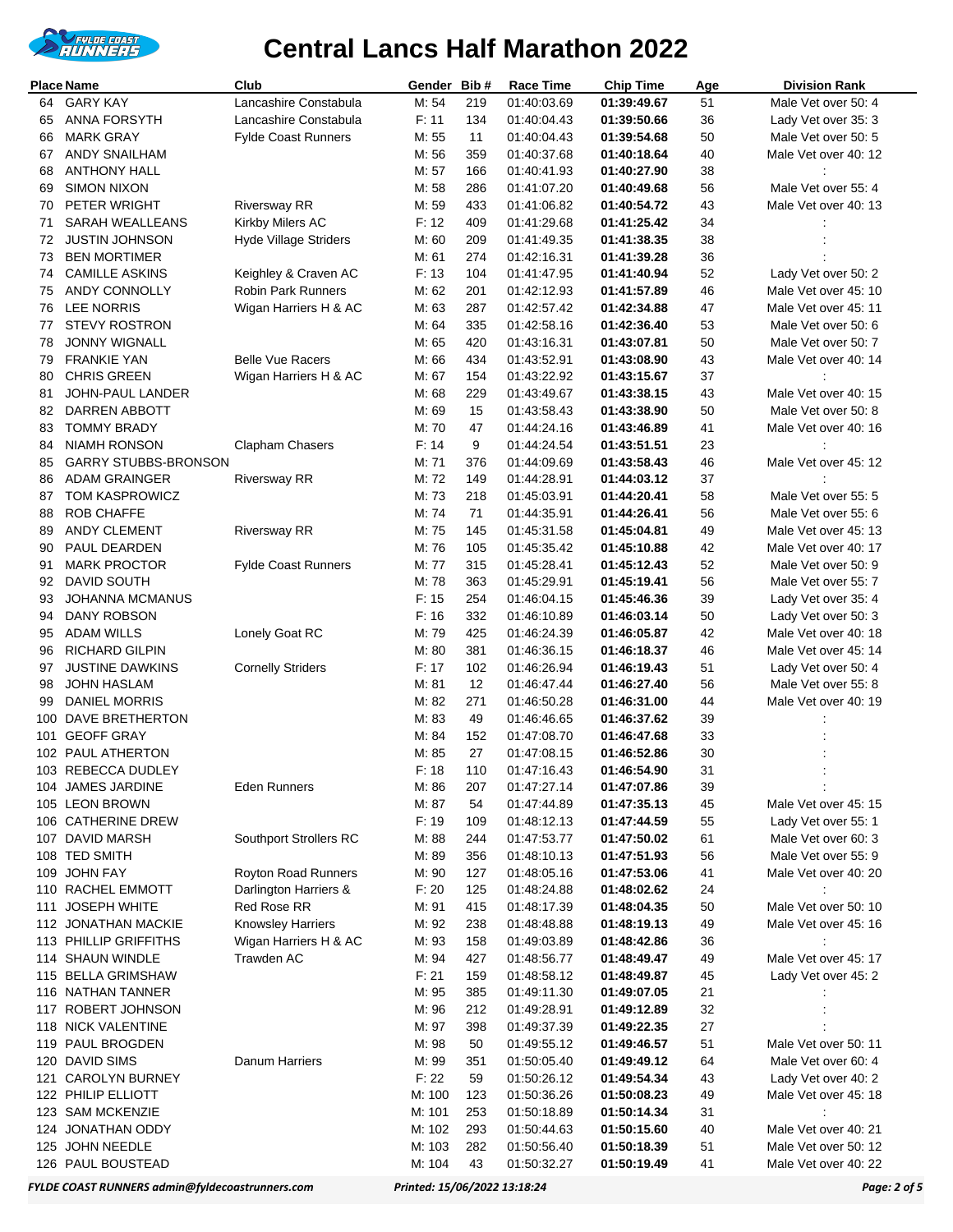# Central Lancs Half Marathon 2022

| Place | Name | Club | Gender | Bib # | Race Time | Chip Time | Age | Division Rank |
|---|---|---|---|---|---|---|---|---|
| 64 | GARY KAY | Lancashire Constabula | M: 54 | 219 | 01:40:03.69 | **01:39:49.67** | 51 | Male Vet over 50: 4 |
| 65 | ANNA FORSYTH | Lancashire Constabula | F: 11 | 134 | 01:40:04.43 | **01:39:50.66** | 36 | Lady Vet over 35: 3 |
| 66 | MARK GRAY | Fylde Coast Runners | M: 55 | 11 | 01:40:04.43 | **01:39:54.68** | 50 | Male Vet over 50: 5 |
| 67 | ANDY SNAILHAM | | M: 56 | 359 | 01:40:37.68 | **01:40:18.64** | 40 | Male Vet over 40: 12 |
| 68 | ANTHONY HALL | | M: 57 | 166 | 01:40:41.93 | **01:40:27.90** | 38 | : |
| 69 | SIMON NIXON | | M: 58 | 286 | 01:41:07.20 | **01:40:49.68** | 56 | Male Vet over 55: 4 |
| 70 | PETER WRIGHT | Riversway RR | M: 59 | 433 | 01:41:06.82 | **01:40:54.72** | 43 | Male Vet over 40: 13 |
| 71 | SARAH WEALLEANS | Kirkby Milers AC | F: 12 | 409 | 01:41:29.68 | **01:41:25.42** | 34 | : |
| 72 | JUSTIN JOHNSON | Hyde Village Striders | M: 60 | 209 | 01:41:49.35 | **01:41:38.35** | 38 | : |
| 73 | BEN MORTIMER | | M: 61 | 274 | 01:42:16.31 | **01:41:39.28** | 36 | : |
| 74 | CAMILLE ASKINS | Keighley & Craven AC | F: 13 | 104 | 01:41:47.95 | **01:41:40.94** | 52 | Lady Vet over 50: 2 |
| 75 | ANDY CONNOLLY | Robin Park Runners | M: 62 | 201 | 01:42:12.93 | **01:41:57.89** | 46 | Male Vet over 45: 10 |
| 76 | LEE NORRIS | Wigan Harriers H & AC | M: 63 | 287 | 01:42:57.42 | **01:42:34.88** | 47 | Male Vet over 45: 11 |
| 77 | STEVY ROSTRON | | M: 64 | 335 | 01:42:58.16 | **01:42:36.40** | 53 | Male Vet over 50: 6 |
| 78 | JONNY WIGNALL | | M: 65 | 420 | 01:43:16.31 | **01:43:07.81** | 50 | Male Vet over 50: 7 |
| 79 | FRANKIE YAN | Belle Vue Racers | M: 66 | 434 | 01:43:52.91 | **01:43:08.90** | 43 | Male Vet over 40: 14 |
| 80 | CHRIS GREEN | Wigan Harriers H & AC | M: 67 | 154 | 01:43:22.92 | **01:43:15.67** | 37 | : |
| 81 | JOHN-PAUL LANDER | | M: 68 | 229 | 01:43:49.67 | **01:43:38.15** | 43 | Male Vet over 40: 15 |
| 82 | DARREN ABBOTT | | M: 69 | 15 | 01:43:58.43 | **01:43:38.90** | 50 | Male Vet over 50: 8 |
| 83 | TOMMY BRADY | | M: 70 | 47 | 01:44:24.16 | **01:43:46.89** | 41 | Male Vet over 40: 16 |
| 84 | NIAMH RONSON | Clapham Chasers | F: 14 | 9 | 01:44:24.54 | **01:43:51.51** | 23 | : |
| 85 | GARRY STUBBS-BRONSON | | M: 71 | 376 | 01:44:09.69 | **01:43:58.43** | 46 | Male Vet over 45: 12 |
| 86 | ADAM GRAINGER | Riversway RR | M: 72 | 149 | 01:44:28.91 | **01:44:03.12** | 37 | : |
| 87 | TOM KASPROWICZ | | M: 73 | 218 | 01:45:03.91 | **01:44:20.41** | 58 | Male Vet over 55: 5 |
| 88 | ROB CHAFFE | | M: 74 | 71 | 01:44:35.91 | **01:44:26.41** | 56 | Male Vet over 55: 6 |
| 89 | ANDY CLEMENT | Riversway RR | M: 75 | 145 | 01:45:31.58 | **01:45:04.81** | 49 | Male Vet over 45: 13 |
| 90 | PAUL DEARDEN | | M: 76 | 105 | 01:45:35.42 | **01:45:10.88** | 42 | Male Vet over 40: 17 |
| 91 | MARK PROCTOR | Fylde Coast Runners | M: 77 | 315 | 01:45:28.41 | **01:45:12.43** | 52 | Male Vet over 50: 9 |
| 92 | DAVID SOUTH | | M: 78 | 363 | 01:45:29.91 | **01:45:19.41** | 56 | Male Vet over 55: 7 |
| 93 | JOHANNA MCMANUS | | F: 15 | 254 | 01:46:04.15 | **01:45:46.36** | 39 | Lady Vet over 35: 4 |
| 94 | DANY ROBSON | | F: 16 | 332 | 01:46:10.89 | **01:46:03.14** | 50 | Lady Vet over 50: 3 |
| 95 | ADAM WILLS | Lonely Goat RC | M: 79 | 425 | 01:46:24.39 | **01:46:05.87** | 42 | Male Vet over 40: 18 |
| 96 | RICHARD GILPIN | | M: 80 | 381 | 01:46:36.15 | **01:46:18.37** | 46 | Male Vet over 45: 14 |
| 97 | JUSTINE DAWKINS | Cornelly Striders | F: 17 | 102 | 01:46:26.94 | **01:46:19.43** | 51 | Lady Vet over 50: 4 |
| 98 | JOHN HASLAM | | M: 81 | 12 | 01:46:47.44 | **01:46:27.40** | 56 | Male Vet over 55: 8 |
| 99 | DANIEL MORRIS | | M: 82 | 271 | 01:46:50.28 | **01:46:31.00** | 44 | Male Vet over 40: 19 |
| 100 | DAVE BRETHERTON | | M: 83 | 49 | 01:46:46.65 | **01:46:37.62** | 39 | : |
| 101 | GEOFF GRAY | | M: 84 | 152 | 01:47:08.70 | **01:46:47.68** | 33 | : |
| 102 | PAUL ATHERTON | | M: 85 | 27 | 01:47:08.15 | **01:46:52.86** | 30 | : |
| 103 | REBECCA DUDLEY | | F: 18 | 110 | 01:47:16.43 | **01:46:54.90** | 31 | : |
| 104 | JAMES JARDINE | Eden Runners | M: 86 | 207 | 01:47:27.14 | **01:47:07.86** | 39 | : |
| 105 | LEON BROWN | | M: 87 | 54 | 01:47:44.89 | **01:47:35.13** | 45 | Male Vet over 45: 15 |
| 106 | CATHERINE DREW | | F: 19 | 109 | 01:48:12.13 | **01:47:44.59** | 55 | Lady Vet over 55: 1 |
| 107 | DAVID MARSH | Southport Strollers RC | M: 88 | 244 | 01:47:53.77 | **01:47:50.02** | 61 | Male Vet over 60: 3 |
| 108 | TED SMITH | | M: 89 | 356 | 01:48:10.13 | **01:47:51.93** | 56 | Male Vet over 55: 9 |
| 109 | JOHN FAY | Royton Road Runners | M: 90 | 127 | 01:48:05.16 | **01:47:53.06** | 41 | Male Vet over 40: 20 |
| 110 | RACHEL EMMOTT | Darlington Harriers & | F: 20 | 125 | 01:48:24.88 | **01:48:02.62** | 24 | : |
| 111 | JOSEPH WHITE | Red Rose RR | M: 91 | 415 | 01:48:17.39 | **01:48:04.35** | 50 | Male Vet over 50: 10 |
| 112 | JONATHAN MACKIE | Knowsley Harriers | M: 92 | 238 | 01:48:48.88 | **01:48:19.13** | 49 | Male Vet over 45: 16 |
| 113 | PHILIP GRIFFITHS | Wigan Harriers H & AC | M: 93 | 158 | 01:49:03.89 | **01:48:42.86** | 36 | : |
| 114 | SHAUN WINDLE | Trawden AC | M: 94 | 427 | 01:48:56.77 | **01:48:49.47** | 49 | Male Vet over 45: 17 |
| 115 | BELLA GRIMSHAW | | F: 21 | 159 | 01:48:58.12 | **01:48:49.87** | 45 | Lady Vet over 45: 2 |
| 116 | NATHAN TANNER | | M: 95 | 385 | 01:49:11.30 | **01:49:07.05** | 21 | : |
| 117 | ROBERT JOHNSON | | M: 96 | 212 | 01:49:28.91 | **01:49:12.89** | 32 | : |
| 118 | NICK VALENTINE | | M: 97 | 398 | 01:49:37.39 | **01:49:22.35** | 27 | : |
| 119 | PAUL BROGDEN | | M: 98 | 50 | 01:49:55.12 | **01:49:46.57** | 51 | Male Vet over 50: 11 |
| 120 | DAVID SIMS | Danum Harriers | M: 99 | 351 | 01:50:05.40 | **01:49:49.12** | 64 | Male Vet over 60: 4 |
| 121 | CAROLYN BURNEY | | F: 22 | 59 | 01:50:26.12 | **01:49:54.34** | 43 | Lady Vet over 40: 2 |
| 122 | PHILIP ELLIOTT | | M: 100 | 123 | 01:50:36.26 | **01:50:08.23** | 49 | Male Vet over 45: 18 |
| 123 | SAM MCKENZIE | | M: 101 | 253 | 01:50:18.89 | **01:50:14.34** | 31 | : |
| 124 | JONATHAN ODDY | | M: 102 | 293 | 01:50:44.63 | **01:50:15.60** | 40 | Male Vet over 40: 21 |
| 125 | JOHN NEEDLE | | M: 103 | 282 | 01:50:56.40 | **01:50:18.39** | 51 | Male Vet over 50: 12 |
| 126 | PAUL BOUSTEAD | | M: 104 | 43 | 01:50:32.27 | **01:50:19.49** | 41 | Male Vet over 40: 22 |

*FYLDE COAST RUNNERS admin@fyldecoastrunners.com* *Printed: 15/06/2022 13:18:24*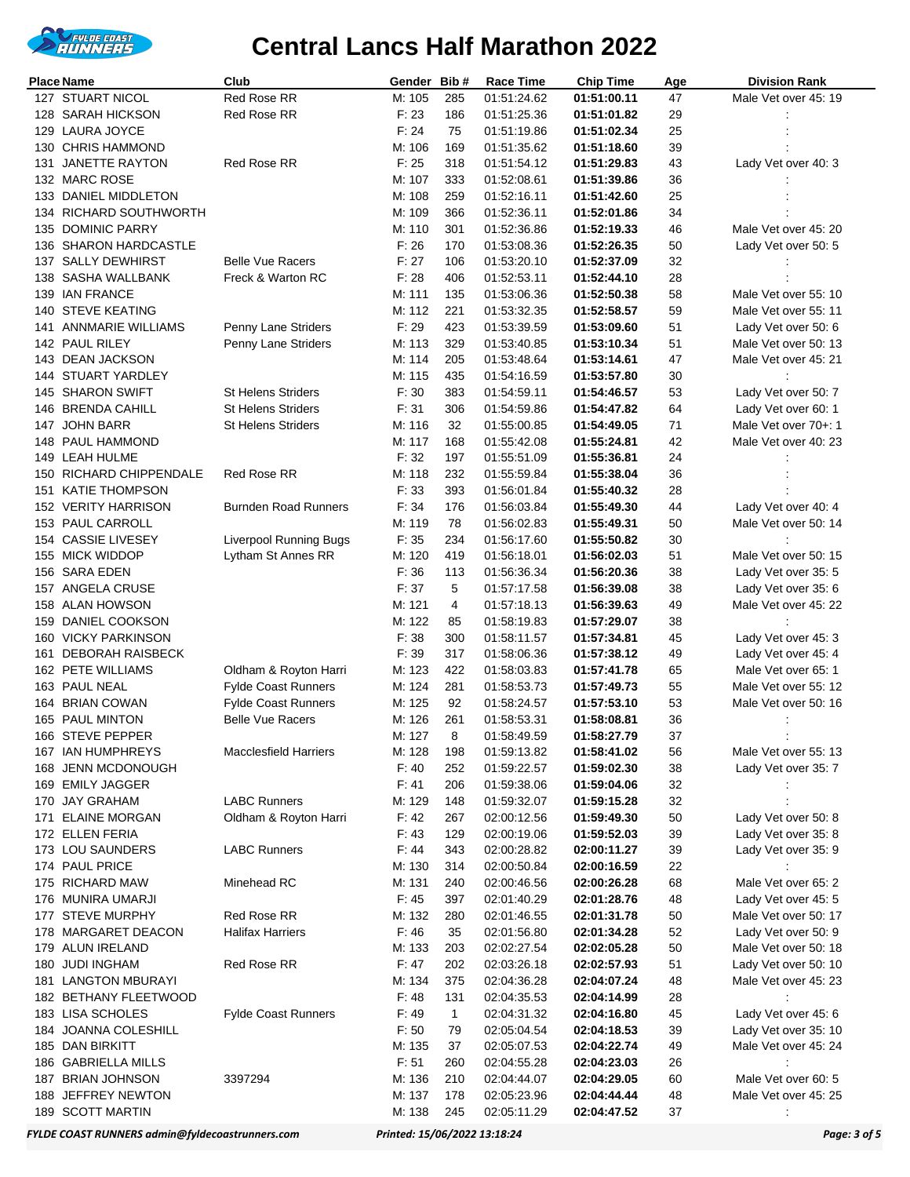# Central Lancs Half Marathon 2022

| Place | Name | Club | Gender | Bib # | Race Time | Chip Time | Age | Division Rank |
|---|---|---|---|---|---|---|---|---|
| 127 | STUART NICOL | Red Rose RR | M: 105 | 285 | 01:51:24.62 | **01:51:00.11** | 47 | Male Vet over 45: 19 |
| 128 | SARAH HICKSON | Red Rose RR | F: 23 | 186 | 01:51:25.36 | **01:51:01.82** | 29 | : |
| 129 | LAURA JOYCE | | F: 24 | 75 | 01:51:19.86 | **01:51:02.34** | 25 | : |
| 130 | CHRIS HAMMOND | | M: 106 | 169 | 01:51:35.62 | **01:51:18.60** | 39 | : |
| 131 | JANETTE RAYTON | Red Rose RR | F: 25 | 318 | 01:51:54.12 | **01:51:29.83** | 43 | Lady Vet over 40: 3 |
| 132 | MARC ROSE | | M: 107 | 333 | 01:52:08.61 | **01:51:39.86** | 36 | : |
| 133 | DANIEL MIDDLETON | | M: 108 | 259 | 01:52:16.11 | **01:51:42.60** | 25 | : |
| 134 | RICHARD SOUTHWORTH | | M: 109 | 366 | 01:52:36.11 | **01:52:01.86** | 34 | : |
| 135 | DOMINIC PARRY | | M: 110 | 301 | 01:52:36.86 | **01:52:19.33** | 46 | Male Vet over 45: 20 |
| 136 | SHARON HARDCASTLE | | F: 26 | 170 | 01:53:08.36 | **01:52:26.35** | 50 | Lady Vet over 50: 5 |
| 137 | SALLY DEWHIRST | Belle Vue Racers | F: 27 | 106 | 01:53:20.10 | **01:52:37.09** | 32 | : |
| 138 | SASHA WALLBANK | Freck & Warton RC | F: 28 | 406 | 01:52:53.11 | **01:52:44.10** | 28 | : |
| 139 | IAN FRANCE | | M: 111 | 135 | 01:53:06.36 | **01:52:50.38** | 58 | Male Vet over 55: 10 |
| 140 | STEVE KEATING | | M: 112 | 221 | 01:53:32.35 | **01:52:58.57** | 59 | Male Vet over 55: 11 |
| 141 | ANNMARIE WILLIAMS | Penny Lane Striders | F: 29 | 423 | 01:53:39.59 | **01:53:09.60** | 51 | Lady Vet over 50: 6 |
| 142 | PAUL RILEY | Penny Lane Striders | M: 113 | 329 | 01:53:40.85 | **01:53:10.34** | 51 | Male Vet over 50: 13 |
| 143 | DEAN JACKSON | | M: 114 | 205 | 01:53:48.64 | **01:53:14.61** | 47 | Male Vet over 45: 21 |
| 144 | STUART YARDLEY | | M: 115 | 435 | 01:54:16.59 | **01:53:57.80** | 30 | : |
| 145 | SHARON SWIFT | St Helens Striders | F: 30 | 383 | 01:54:59.11 | **01:54:46.57** | 53 | Lady Vet over 50: 7 |
| 146 | BRENDA CAHILL | St Helens Striders | F: 31 | 306 | 01:54:59.86 | **01:54:47.82** | 64 | Lady Vet over 60: 1 |
| 147 | JOHN BARR | St Helens Striders | M: 116 | 32 | 01:55:00.85 | **01:54:49.05** | 71 | Male Vet over 70+: 1 |
| 148 | PAUL HAMMOND | | M: 117 | 168 | 01:55:42.08 | **01:55:24.81** | 42 | Male Vet over 40: 23 |
| 149 | LEAH HULME | | F: 32 | 197 | 01:55:51.09 | **01:55:36.81** | 24 | : |
| 150 | RICHARD CHIPPENDALE | Red Rose RR | M: 118 | 232 | 01:55:59.84 | **01:55:38.04** | 36 | : |
| 151 | KATIE THOMPSON | | F: 33 | 393 | 01:56:01.84 | **01:55:40.32** | 28 | : |
| 152 | VERITY HARRISON | Burnden Road Runners | F: 34 | 176 | 01:56:03.84 | **01:55:49.30** | 44 | Lady Vet over 40: 4 |
| 153 | PAUL CARROLL | | M: 119 | 78 | 01:56:02.83 | **01:55:49.31** | 50 | Male Vet over 50: 14 |
| 154 | CASSIE LIVESEY | Liverpool Running Bugs | F: 35 | 234 | 01:56:17.60 | **01:55:50.82** | 30 | : |
| 155 | MICK WIDDOP | Lytham St Annes RR | M: 120 | 419 | 01:56:18.01 | **01:56:02.03** | 51 | Male Vet over 50: 15 |
| 156 | SARA EDEN | | F: 36 | 113 | 01:56:36.34 | **01:56:20.36** | 38 | Lady Vet over 35: 5 |
| 157 | ANGELA CRUSE | | F: 37 | 5 | 01:57:17.58 | **01:56:39.08** | 38 | Lady Vet over 35: 6 |
| 158 | ALAN HOWSON | | M: 121 | 4 | 01:57:18.13 | **01:56:39.63** | 49 | Male Vet over 45: 22 |
| 159 | DANIEL COOKSON | | M: 122 | 85 | 01:58:19.83 | **01:57:29.07** | 38 | : |
| 160 | VICKY PARKINSON | | F: 38 | 300 | 01:58:11.57 | **01:57:34.81** | 45 | Lady Vet over 45: 3 |
| 161 | DEBORAH RAISBECK | | F: 39 | 317 | 01:58:06.36 | **01:57:38.12** | 49 | Lady Vet over 45: 4 |
| 162 | PETE WILLIAMS | Oldham & Royton Harri | M: 123 | 422 | 01:58:03.83 | **01:57:41.78** | 65 | Male Vet over 65: 1 |
| 163 | PAUL NEAL | Fylde Coast Runners | M: 124 | 281 | 01:58:53.73 | **01:57:49.73** | 55 | Male Vet over 55: 12 |
| 164 | BRIAN COWAN | Fylde Coast Runners | M: 125 | 92 | 01:58:24.57 | **01:57:53.10** | 53 | Male Vet over 50: 16 |
| 165 | PAUL MINTON | Belle Vue Racers | M: 126 | 261 | 01:58:53.31 | **01:58:08.81** | 36 | : |
| 166 | STEVE PEPPER | | M: 127 | 8 | 01:58:49.59 | **01:58:27.79** | 37 | : |
| 167 | IAN HUMPHREYS | Macclesfield Harriers | M: 128 | 198 | 01:59:13.82 | **01:58:41.02** | 56 | Male Vet over 55: 13 |
| 168 | JENN MCDONOUGH | | F: 40 | 252 | 01:59:22.57 | **01:59:02.30** | 38 | Lady Vet over 35: 7 |
| 169 | EMILY JAGGER | | F: 41 | 206 | 01:59:38.06 | **01:59:04.06** | 32 | : |
| 170 | JAY GRAHAM | LABC Runners | M: 129 | 148 | 01:59:32.07 | **01:59:15.28** | 32 | : |
| 171 | ELAINE MORGAN | Oldham & Royton Harri | F: 42 | 267 | 02:00:12.56 | **01:59:49.30** | 50 | Lady Vet over 50: 8 |
| 172 | ELLEN FERIA | | F: 43 | 129 | 02:00:19.06 | **01:59:52.03** | 39 | Lady Vet over 35: 8 |
| 173 | LOU SAUNDERS | LABC Runners | F: 44 | 343 | 02:00:28.82 | **02:00:11.27** | 39 | Lady Vet over 35: 9 |
| 174 | PAUL PRICE | | M: 130 | 314 | 02:00:50.84 | **02:00:16.59** | 22 | : |
| 175 | RICHARD MAW | Minehead RC | M: 131 | 240 | 02:00:46.56 | **02:00:26.28** | 68 | Male Vet over 65: 2 |
| 176 | MUNIRA UMARJI | | F: 45 | 397 | 02:01:40.29 | **02:01:28.76** | 48 | Lady Vet over 45: 5 |
| 177 | STEVE MURPHY | Red Rose RR | M: 132 | 280 | 02:01:46.55 | **02:01:31.78** | 50 | Male Vet over 50: 17 |
| 178 | MARGARET DEACON | Halifax Harriers | F: 46 | 35 | 02:01:56.80 | **02:01:34.28** | 52 | Lady Vet over 50: 9 |
| 179 | ALUN IRELAND | | M: 133 | 203 | 02:02:27.54 | **02:02:05.28** | 50 | Male Vet over 50: 18 |
| 180 | JUDI INGHAM | Red Rose RR | F: 47 | 202 | 02:03:26.18 | **02:02:57.93** | 51 | Lady Vet over 50: 10 |
| 181 | LANGTON MBURAYI | | M: 134 | 375 | 02:04:36.28 | **02:04:07.24** | 48 | Male Vet over 45: 23 |
| 182 | BETHANY FLEETWOOD | | F: 48 | 131 | 02:04:35.53 | **02:04:14.99** | 28 | : |
| 183 | LISA SCHOLES | Fylde Coast Runners | F: 49 | 1 | 02:04:31.32 | **02:04:16.80** | 45 | Lady Vet over 45: 6 |
| 184 | JOANNA COLESHILL | | F: 50 | 79 | 02:05:04.54 | **02:04:18.53** | 39 | Lady Vet over 35: 10 |
| 185 | DAN BIRKITT | | M: 135 | 37 | 02:05:07.53 | **02:04:22.74** | 49 | Male Vet over 45: 24 |
| 186 | GABRIELLA MILLS | | F: 51 | 260 | 02:04:55.28 | **02:04:23.03** | 26 | : |
| 187 | BRIAN JOHNSON | 3397294 | M: 136 | 210 | 02:04:44.07 | **02:04:29.05** | 60 | Male Vet over 60: 5 |
| 188 | JEFFREY NEWTON | | M: 137 | 178 | 02:05:23.96 | **02:04:44.44** | 48 | Male Vet over 45: 25 |
| 189 | SCOTT MARTIN | | M: 138 | 245 | 02:05:11.29 | **02:04:47.52** | 37 | : |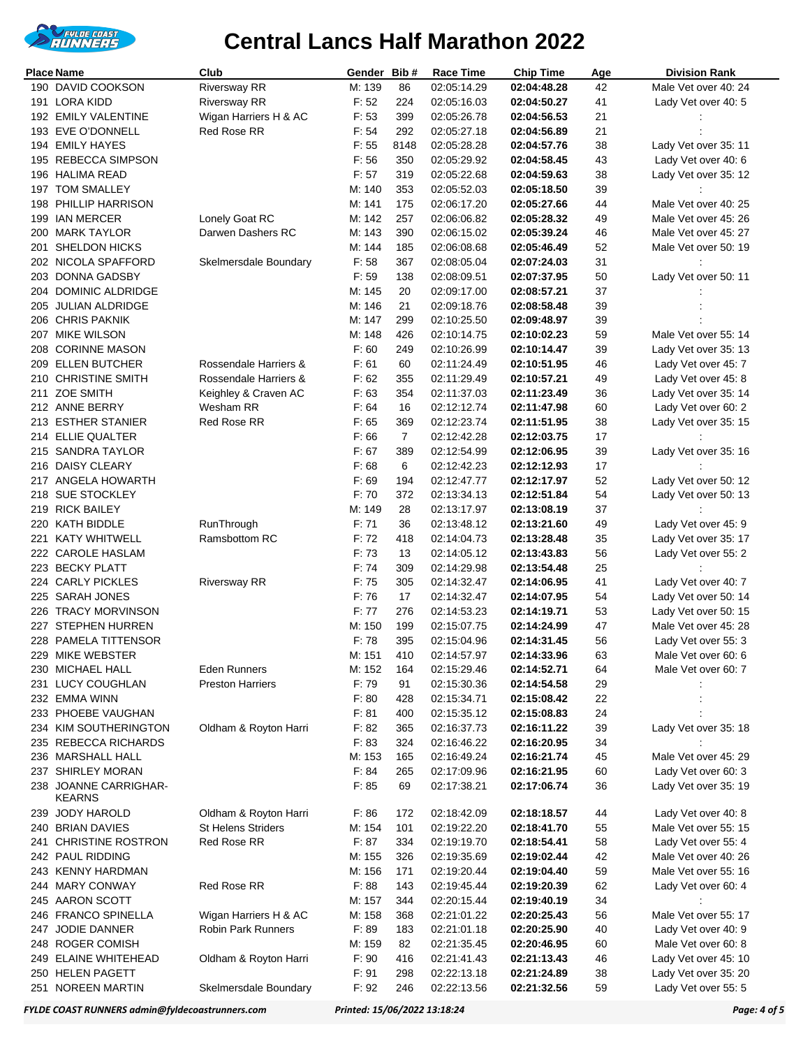# Central Lancs Half Marathon 2022

| Place | Name | Club | Gender | Bib # | Race Time | Chip Time | Age | Division Rank |
|---|---|---|---|---|---|---|---|---|
| 190 | DAVID COOKSON | Riversway RR | M: 139 | 86 | 02:05:14.29 | **02:04:48.28** | 42 | Male Vet over 40: 24 |
| 191 | LORA KIDD | Riversway RR | F: 52 | 224 | 02:05:16.03 | **02:04:50.27** | 41 | Lady Vet over 40: 5 |
| 192 | EMILY VALENTINE | Wigan Harriers H & AC | F: 53 | 399 | 02:05:26.78 | **02:04:56.53** | 21 | : |
| 193 | EVE O'DONNELL | Red Rose RR | F: 54 | 292 | 02:05:27.18 | **02:04:56.89** | 21 | : |
| 194 | EMILY HAYES | | F: 55 | 8148 | 02:05:28.28 | **02:04:57.76** | 38 | Lady Vet over 35: 11 |
| 195 | REBECCA SIMPSON | | F: 56 | 350 | 02:05:29.92 | **02:04:58.45** | 43 | Lady Vet over 40: 6 |
| 196 | HALIMA READ | | F: 57 | 319 | 02:05:22.68 | **02:04:59.63** | 38 | Lady Vet over 35: 12 |
| 197 | TOM SMALLEY | | M: 140 | 353 | 02:05:52.03 | **02:05:18.50** | 39 | : |
| 198 | PHILLIP HARRISON | | M: 141 | 175 | 02:06:17.20 | **02:05:27.66** | 44 | Male Vet over 40: 25 |
| 199 | IAN MERCER | Lonely Goat RC | M: 142 | 257 | 02:06:06.82 | **02:05:28.32** | 49 | Male Vet over 45: 26 |
| 200 | MARK TAYLOR | Darwen Dashers RC | M: 143 | 390 | 02:06:15.02 | **02:05:39.24** | 46 | Male Vet over 45: 27 |
| 201 | SHELDON HICKS | | M: 144 | 185 | 02:06:08.68 | **02:05:46.49** | 52 | Male Vet over 50: 19 |
| 202 | NICOLA SPAFFORD | Skelmersdale Boundary | F: 58 | 367 | 02:08:05.04 | **02:07:24.03** | 31 | : |
| 203 | DONNA GADSBY | | F: 59 | 138 | 02:08:09.51 | **02:07:37.95** | 50 | Lady Vet over 50: 11 |
| 204 | DOMINIC ALDRIDGE | | M: 145 | 20 | 02:09:17.00 | **02:08:57.21** | 37 | : |
| 205 | JULIAN ALDRIDGE | | M: 146 | 21 | 02:09:18.76 | **02:08:58.48** | 39 | : |
| 206 | CHRIS PAKNIK | | M: 147 | 299 | 02:10:25.50 | **02:09:48.97** | 39 | : |
| 207 | MIKE WILSON | | M: 148 | 426 | 02:10:14.75 | **02:10:02.23** | 59 | Male Vet over 55: 14 |
| 208 | CORINNE MASON | | F: 60 | 249 | 02:10:26.99 | **02:10:14.47** | 39 | Lady Vet over 35: 13 |
| 209 | ELLEN BUTCHER | Rossendale Harriers & | F: 61 | 60 | 02:11:24.49 | **02:10:51.95** | 46 | Lady Vet over 45: 7 |
| 210 | CHRISTINE SMITH | Rossendale Harriers & | F: 62 | 355 | 02:11:29.49 | **02:10:57.21** | 49 | Lady Vet over 45: 8 |
| 211 | ZOE SMITH | Keighley & Craven AC | F: 63 | 354 | 02:11:37.03 | **02:11:23.49** | 36 | Lady Vet over 35: 14 |
| 212 | ANNE BERRY | Wesham RR | F: 64 | 16 | 02:12:12.74 | **02:11:47.98** | 60 | Lady Vet over 60: 2 |
| 213 | ESTHER STANIER | Red Rose RR | F: 65 | 369 | 02:12:23.74 | **02:11:51.95** | 38 | Lady Vet over 35: 15 |
| 214 | ELLIE QUALTER | | F: 66 | 7 | 02:12:42.28 | **02:12:03.75** | 17 | : |
| 215 | SANDRA TAYLOR | | F: 67 | 389 | 02:12:54.99 | **02:12:06.95** | 39 | Lady Vet over 35: 16 |
| 216 | DAISY CLEARY | | F: 68 | 6 | 02:12:42.23 | **02:12:12.93** | 17 | : |
| 217 | ANGELA HOWARTH | | F: 69 | 194 | 02:12:47.77 | **02:12:17.97** | 52 | Lady Vet over 50: 12 |
| 218 | SUE STOCKLEY | | F: 70 | 372 | 02:13:34.13 | **02:12:51.84** | 54 | Lady Vet over 50: 13 |
| 219 | RICK BAILEY | | M: 149 | 28 | 02:13:17.97 | **02:13:08.19** | 37 | : |
| 220 | KATH BIDDLE | RunThrough | F: 71 | 36 | 02:13:48.12 | **02:13:21.60** | 49 | Lady Vet over 45: 9 |
| 221 | KATY WHITWELL | Ramsbottom RC | F: 72 | 418 | 02:14:04.73 | **02:13:28.48** | 35 | Lady Vet over 35: 17 |
| 222 | CAROLE HASLAM | | F: 73 | 13 | 02:14:05.12 | **02:13:43.83** | 56 | Lady Vet over 55: 2 |
| 223 | BECKY PLATT | | F: 74 | 309 | 02:14:29.98 | **02:13:54.48** | 25 | : |
| 224 | CARLY PICKLES | Riversway RR | F: 75 | 305 | 02:14:32.47 | **02:14:06.95** | 41 | Lady Vet over 40: 7 |
| 225 | SARAH JONES | | F: 76 | 17 | 02:14:32.47 | **02:14:07.95** | 54 | Lady Vet over 50: 14 |
| 226 | TRACY MORVINSON | | F: 77 | 276 | 02:14:53.23 | **02:14:19.71** | 53 | Lady Vet over 50: 15 |
| 227 | STEPHEN HURREN | | M: 150 | 199 | 02:15:07.75 | **02:14:24.99** | 47 | Male Vet over 45: 28 |
| 228 | PAMELA TITTENSOR | | F: 78 | 395 | 02:15:04.96 | **02:14:31.45** | 56 | Lady Vet over 55: 3 |
| 229 | MIKE WEBSTER | | M: 151 | 410 | 02:14:57.97 | **02:14:33.96** | 63 | Male Vet over 60: 6 |
| 230 | MICHAEL HALL | Eden Runners | M: 152 | 164 | 02:15:29.46 | **02:14:52.71** | 64 | Male Vet over 60: 7 |
| 231 | LUCY COUGHLAN | Preston Harriers | F: 79 | 91 | 02:15:30.36 | **02:14:54.58** | 29 | : |
| 232 | EMMA WINN | | F: 80 | 428 | 02:15:34.71 | **02:15:08.42** | 22 | : |
| 233 | PHOEBE VAUGHAN | | F: 81 | 400 | 02:15:35.12 | **02:15:08.83** | 24 | : |
| 234 | KIM SOUTHERINGTON | Oldham & Royton Harri | F: 82 | 365 | 02:16:37.73 | **02:16:11.22** | 39 | Lady Vet over 35: 18 |
| 235 | REBECCA RICHARDS | | F: 83 | 324 | 02:16:46.22 | **02:16:20.95** | 34 | : |
| 236 | MARSHALL HALL | | M: 153 | 165 | 02:16:49.24 | **02:16:21.74** | 45 | Male Vet over 45: 29 |
| 237 | SHIRLEY MORAN | | F: 84 | 265 | 02:17:09.96 | **02:16:21.95** | 60 | Lady Vet over 60: 3 |
| 238 | JOANNE CARRIGHAR-KEARNS | | F: 85 | 69 | 02:17:38.21 | **02:17:06.74** | 36 | Lady Vet over 35: 19 |
| 239 | JODY HAROLD | Oldham & Royton Harri | F: 86 | 172 | 02:18:42.09 | **02:18:18.57** | 44 | Lady Vet over 40: 8 |
| 240 | BRIAN DAVIES | St Helens Striders | M: 154 | 101 | 02:19:22.20 | **02:18:41.70** | 55 | Male Vet over 55: 15 |
| 241 | CHRISTINE ROSTRON | Red Rose RR | F: 87 | 334 | 02:19:19.70 | **02:18:54.41** | 58 | Lady Vet over 55: 4 |
| 242 | PAUL RIDDING | | M: 155 | 326 | 02:19:35.69 | **02:19:02.44** | 42 | Male Vet over 40: 26 |
| 243 | KENNY HARDMAN | | M: 156 | 171 | 02:19:20.44 | **02:19:04.40** | 59 | Male Vet over 55: 16 |
| 244 | MARY CONWAY | Red Rose RR | F: 88 | 143 | 02:19:45.44 | **02:19:20.39** | 62 | Lady Vet over 60: 4 |
| 245 | AARON SCOTT | | M: 157 | 344 | 02:20:15.44 | **02:19:40.19** | 34 | : |
| 246 | FRANCO SPINELLA | Wigan Harriers H & AC | M: 158 | 368 | 02:21:01.22 | **02:20:25.43** | 56 | Male Vet over 55: 17 |
| 247 | JODIE DANNER | Robin Park Runners | F: 89 | 183 | 02:21:01.18 | **02:20:25.90** | 40 | Lady Vet over 40: 9 |
| 248 | ROGER COMISH | | M: 159 | 82 | 02:21:35.45 | **02:20:46.95** | 60 | Male Vet over 60: 8 |
| 249 | ELAINE WHITEHEAD | Oldham & Royton Harri | F: 90 | 416 | 02:21:41.43 | **02:21:13.43** | 46 | Lady Vet over 45: 10 |
| 250 | HELEN PAGETT | | F: 91 | 298 | 02:22:13.18 | **02:21:24.89** | 38 | Lady Vet over 35: 20 |
| 251 | NOREEN MARTIN | Skelmersdale Boundary | F: 92 | 246 | 02:22:13.56 | **02:21:32.56** | 59 | Lady Vet over 55: 5 |

*FYLDE COAST RUNNERS admin@fyldecoastrunners.com* *Printed: 15/06/2022 13:18:24*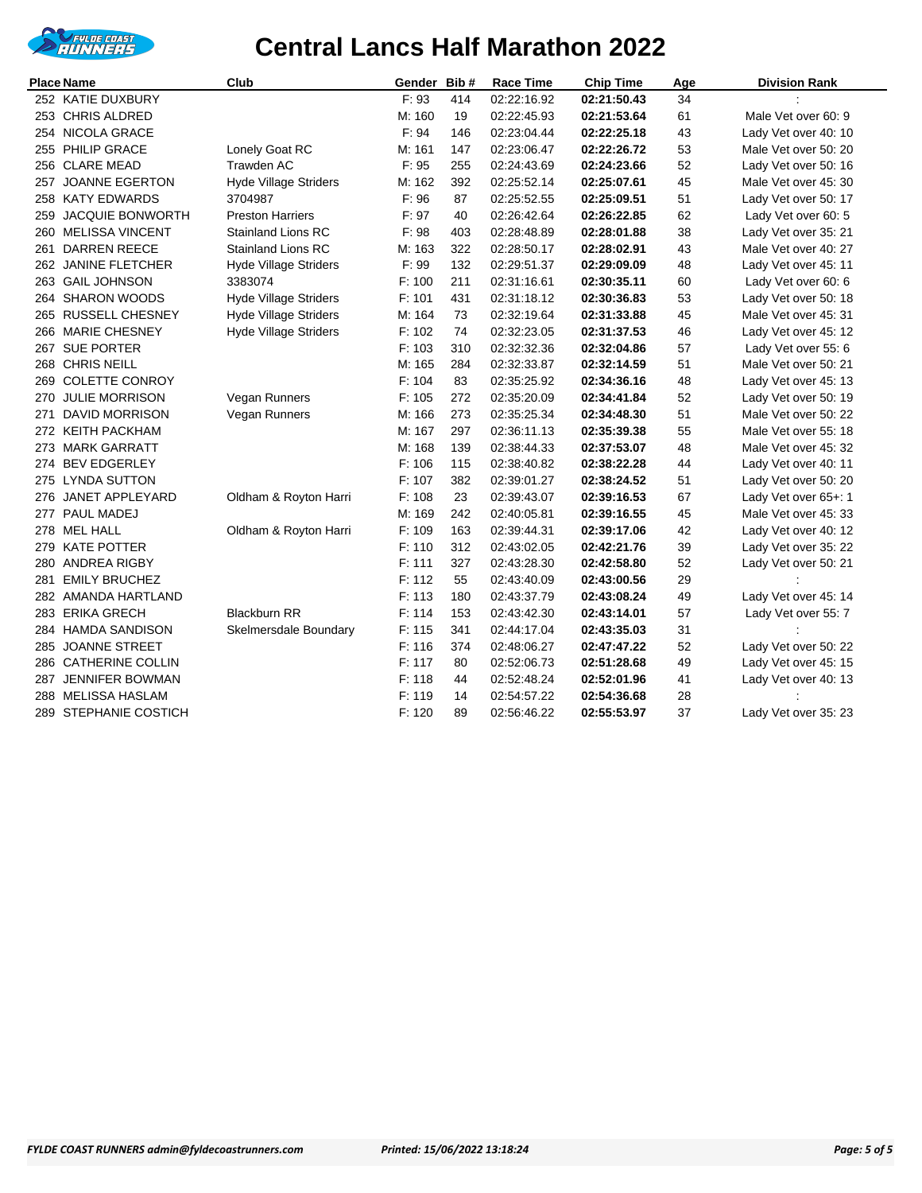# Central Lancs Half Marathon 2022

| Place | Name | Club | Gender | Bib # | Race Time | Chip Time | Age | Division Rank |
|---|---|---|---|---|---|---|---|---|
| 252 | KATIE DUXBURY | | F: 93 | 414 | 02:22:16.92 | **02:21:50.43** | 34 | : |
| 253 | CHRIS ALDRED | | M: 160 | 19 | 02:22:45.93 | **02:21:53.64** | 61 | Male Vet over 60: 9 |
| 254 | NICOLA GRACE | | F: 94 | 146 | 02:23:04.44 | **02:22:25.18** | 43 | Lady Vet over 40: 10 |
| 255 | PHILIP GRACE | Lonely Goat RC | M: 161 | 147 | 02:23:06.47 | **02:22:26.72** | 53 | Male Vet over 50: 20 |
| 256 | CLARE MEAD | Trawden AC | F: 95 | 255 | 02:24:43.69 | **02:24:23.66** | 52 | Lady Vet over 50: 16 |
| 257 | JOANNE EGERTON | Hyde Village Striders | M: 162 | 392 | 02:25:52.14 | **02:25:07.61** | 45 | Male Vet over 45: 30 |
| 258 | KATY EDWARDS | 3704987 | F: 96 | 87 | 02:25:52.55 | **02:25:09.51** | 51 | Lady Vet over 50: 17 |
| 259 | JACQUIE BONWORTH | Preston Harriers | F: 97 | 40 | 02:26:42.64 | **02:26:22.85** | 62 | Lady Vet over 60: 5 |
| 260 | MELISSA VINCENT | Stainland Lions RC | F: 98 | 403 | 02:28:48.89 | **02:28:01.88** | 38 | Lady Vet over 35: 21 |
| 261 | DARREN REECE | Stainland Lions RC | M: 163 | 322 | 02:28:50.17 | **02:28:02.91** | 43 | Male Vet over 40: 27 |
| 262 | JANINE FLETCHER | Hyde Village Striders | F: 99 | 132 | 02:29:51.37 | **02:29:09.09** | 48 | Lady Vet over 45: 11 |
| 263 | GAIL JOHNSON | 3383074 | F: 100 | 211 | 02:31:16.61 | **02:30:35.11** | 60 | Lady Vet over 60: 6 |
| 264 | SHARON WOODS | Hyde Village Striders | F: 101 | 431 | 02:31:18.12 | **02:30:36.83** | 53 | Lady Vet over 50: 18 |
| 265 | RUSSELL CHESNEY | Hyde Village Striders | M: 164 | 73 | 02:32:19.64 | **02:31:33.88** | 45 | Male Vet over 45: 31 |
| 266 | MARIE CHESNEY | Hyde Village Striders | F: 102 | 74 | 02:32:23.05 | **02:31:37.53** | 46 | Lady Vet over 45: 12 |
| 267 | SUE PORTER | | F: 103 | 310 | 02:32:32.36 | **02:32:04.86** | 57 | Lady Vet over 55: 6 |
| 268 | CHRIS NEILL | | M: 165 | 284 | 02:32:33.87 | **02:32:14.59** | 51 | Male Vet over 50: 21 |
| 269 | COLETTE CONROY | | F: 104 | 83 | 02:35:25.92 | **02:34:36.16** | 48 | Lady Vet over 45: 13 |
| 270 | JULIE MORRISON | Vegan Runners | F: 105 | 272 | 02:35:20.09 | **02:34:41.84** | 52 | Lady Vet over 50: 19 |
| 271 | DAVID MORRISON | Vegan Runners | M: 166 | 273 | 02:35:25.34 | **02:34:48.30** | 51 | Male Vet over 50: 22 |
| 272 | KEITH PACKHAM | | M: 167 | 297 | 02:36:11.13 | **02:35:39.38** | 55 | Male Vet over 55: 18 |
| 273 | MARK GARRATT | | M: 168 | 139 | 02:38:44.33 | **02:37:53.07** | 48 | Male Vet over 45: 32 |
| 274 | BEV EDGERLEY | | F: 106 | 115 | 02:38:40.82 | **02:38:22.28** | 44 | Lady Vet over 40: 11 |
| 275 | LYNDA SUTTON | | F: 107 | 382 | 02:39:01.27 | **02:38:24.52** | 51 | Lady Vet over 50: 20 |
| 276 | JANET APPLEYARD | Oldham & Royton Harri | F: 108 | 23 | 02:39:43.07 | **02:39:16.53** | 67 | Lady Vet over 65+: 1 |
| 277 | PAUL MADEJ | | M: 169 | 242 | 02:40:05.81 | **02:39:16.55** | 45 | Male Vet over 45: 33 |
| 278 | MEL HALL | Oldham & Royton Harri | F: 109 | 163 | 02:39:44.31 | **02:39:17.06** | 42 | Lady Vet over 40: 12 |
| 279 | KATE POTTER | | F: 110 | 312 | 02:43:02.05 | **02:42:21.76** | 39 | Lady Vet over 35: 22 |
| 280 | ANDREA RIGBY | | F: 111 | 327 | 02:43:28.30 | **02:42:58.80** | 52 | Lady Vet over 50: 21 |
| 281 | EMILY BRUCHEZ | | F: 112 | 55 | 02:43:40.09 | **02:43:00.56** | 29 | : |
| 282 | AMANDA HARTLAND | | F: 113 | 180 | 02:43:37.79 | **02:43:08.24** | 49 | Lady Vet over 45: 14 |
| 283 | ERIKA GRECH | Blackburn RR | F: 114 | 153 | 02:43:42.30 | **02:43:14.01** | 57 | Lady Vet over 55: 7 |
| 284 | HAMDA SANDISON | Skelmersdale Boundary | F: 115 | 341 | 02:44:17.04 | **02:43:35.03** | 31 | : |
| 285 | JOANNE STREET | | F: 116 | 374 | 02:48:06.27 | **02:47:47.22** | 52 | Lady Vet over 50: 22 |
| 286 | CATHERINE COLLIN | | F: 117 | 80 | 02:52:06.73 | **02:51:28.68** | 49 | Lady Vet over 45: 15 |
| 287 | JENNIFER BOWMAN | | F: 118 | 44 | 02:52:48.24 | **02:52:01.96** | 41 | Lady Vet over 40: 13 |
| 288 | MELISSA HASLAM | | F: 119 | 14 | 02:54:57.22 | **02:54:36.68** | 28 | : |
| 289 | STEPHANIE COSTICH | | F: 120 | 89 | 02:56:46.22 | **02:55:53.97** | 37 | Lady Vet over 35: 23 |